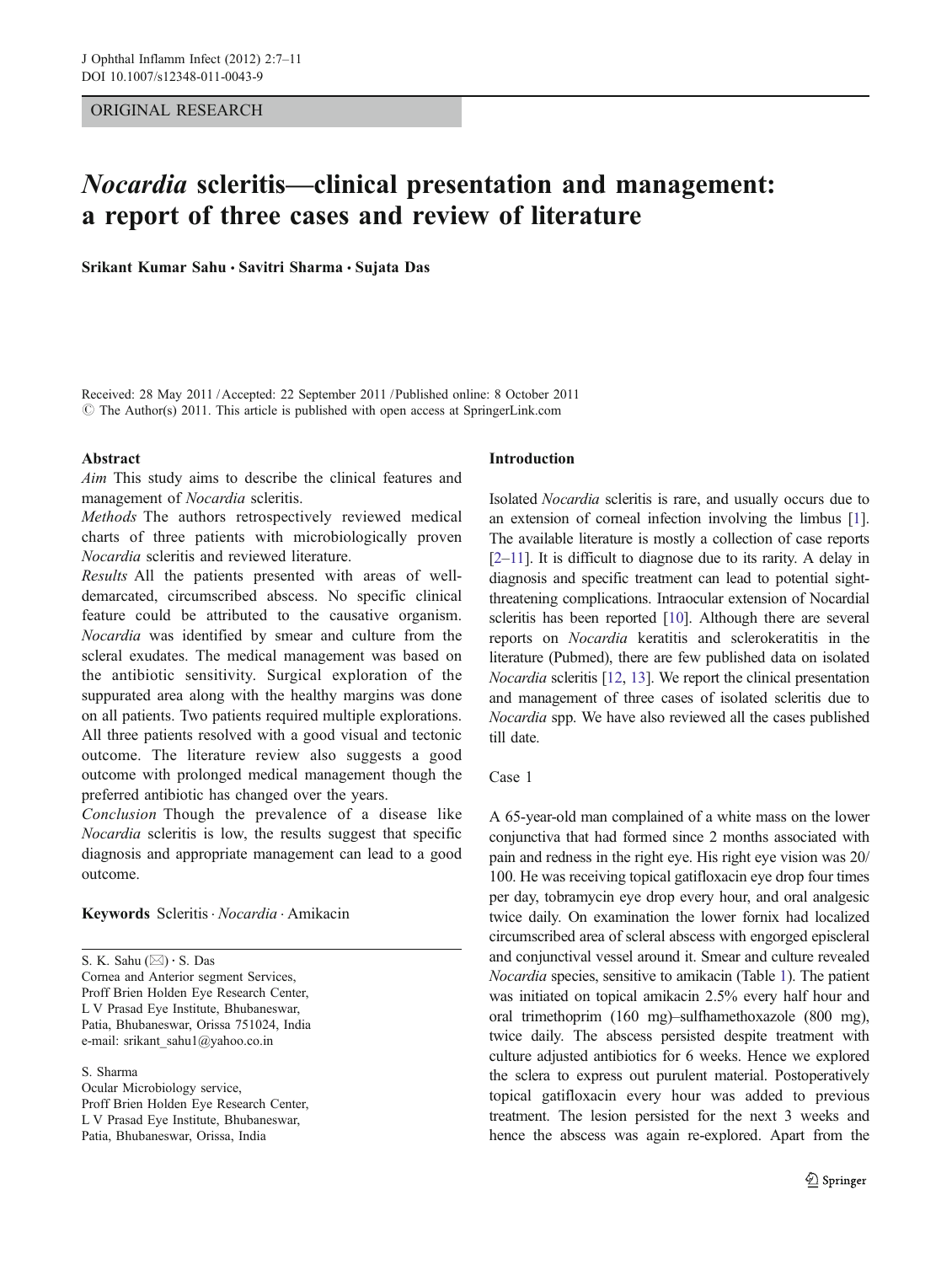ORIGINAL RESEARCH

# *Nocardia* scleritis—clinical presentation and management: a report of three cases and review of literature

**Srikant Kumar Sahu · Savitri Sharma · Sujata Das**

Received: 28 May 2011 / Accepted: 22 September 2011 / Published online: 8 October 2011
© The Author(s) 2011. This article is published with open access at SpringerLink.com

**Abstract**

*Aim* This study aims to describe the clinical features and management of *Nocardia* scleritis.

*Methods* The authors retrospectively reviewed medical charts of three patients with microbiologically proven *Nocardia* scleritis and reviewed literature.

*Results* All the patients presented with areas of well-demarcated, circumscribed abscess. No specific clinical feature could be attributed to the causative organism. *Nocardia* was identified by smear and culture from the scleral exudates. The medical management was based on the antibiotic sensitivity. Surgical exploration of the suppurated area along with the healthy margins was done on all patients. Two patients required multiple explorations. All three patients resolved with a good visual and tectonic outcome. The literature review also suggests a good outcome with prolonged medical management though the preferred antibiotic has changed over the years.

*Conclusion* Though the prevalence of a disease like *Nocardia* scleritis is low, the results suggest that specific diagnosis and appropriate management can lead to a good outcome.

**Keywords** Scleritis · *Nocardia* · Amikacin

S. K. Sahu (✉) · S. Das
Cornea and Anterior segment Services,
Proff Brien Holden Eye Research Center,
L V Prasad Eye Institute, Bhubaneswar,
Patia, Bhubaneswar, Orissa 751024, India
e-mail: srikant_sahu1@yahoo.co.in

S. Sharma
Ocular Microbiology service,
Proff Brien Holden Eye Research Center,
L V Prasad Eye Institute, Bhubaneswar,
Patia, Bhubaneswar, Orissa, India

## Introduction

Isolated *Nocardia* scleritis is rare, and usually occurs due to an extension of corneal infection involving the limbus [1]. The available literature is mostly a collection of case reports [2–11]. It is difficult to diagnose due to its rarity. A delay in diagnosis and specific treatment can lead to potential sight-threatening complications. Intraocular extension of Nocardial scleritis has been reported [10]. Although there are several reports on *Nocardia* keratitis and sclerokeratitis in the literature (Pubmed), there are few published data on isolated *Nocardia* scleritis [12, 13]. We report the clinical presentation and management of three cases of isolated scleritis due to *Nocardia* spp. We have also reviewed all the cases published till date.

### Case 1

A 65-year-old man complained of a white mass on the lower conjunctiva that had formed since 2 months associated with pain and redness in the right eye. His right eye vision was 20/100. He was receiving topical gatifloxacin eye drop four times per day, tobramycin eye drop every hour, and oral analgesic twice daily. On examination the lower fornix had localized circumscribed area of scleral abscess with engorged episcleral and conjunctival vessel around it. Smear and culture revealed *Nocardia* species, sensitive to amikacin (Table 1). The patient was initiated on topical amikacin 2.5% every half hour and oral trimethoprim (160 mg)–sulfhamethoxazole (800 mg), twice daily. The abscess persisted despite treatment with culture adjusted antibiotics for 6 weeks. Hence we explored the sclera to express out purulent material. Postoperatively topical gatifloxacin every hour was added to previous treatment. The lesion persisted for the next 3 weeks and hence the abscess was again re-explored. Apart from the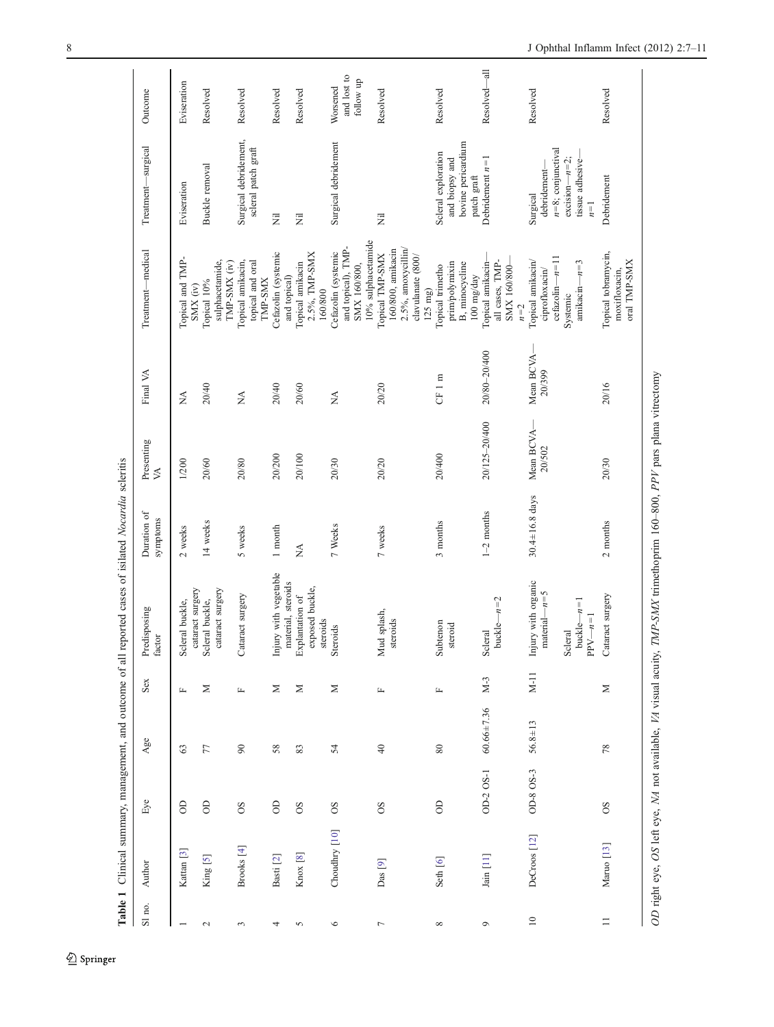**Table 1** Clinical summary, management, and outcome of all reported cases of isilated *Nocardia* scleritis

| Sl no. | Author | Eye | Age | Sex | Predisposing factor | Duration of symptoms | Presenting VA | Final VA | Treatment—medical | Treatment—surgical | Outcome |
|---|---|---|---|---|---|---|---|---|---|---|---|
| 1 | Kattan [3] | OD | 63 | F | Scleral buckle, cataract surgery | 2 weeks | 1/200 | NA | Topical and TMP-SMX (iv) | Evisceration | Evisceration |
| 2 | King [5] | OD | 77 | M | Scleral buckle, cataract surgery | 14 weeks | 20/60 | 20/40 | Topical 10% sulphacetamide, TMP-SMX (iv) | Buckle removal | Resolved |
| 3 | Brooks [4] | OS | 90 | F | Cataract surgery | 5 weeks | 20/80 | NA | Topical amikacin, topical and oral TMP-SMX | Surgical debridement, scleral patch graft | Resolved |
| 4 | Basti [2] | OD | 58 | M | Injury with vegetable material, steroids | 1 month | 20/200 | 20/40 | Cefazolin (systemic and topical) | Nil | Resolved |
| 5 | Knox [8] | OS | 83 | M | Explantation of exposed buckle, steroids | NA | 20/100 | 20/60 | Topical amikacin 2.5%, TMP-SMX 160/800 | Nil | Resolved |
| 6 | Choudhry [10] | OS | 54 | M | Steroids | 7 Weeks | 20/30 | NA | Cefazolin (systemic and topical), TMP-SMX 160/800, 10% sulphacetamide | Surgical debridement | Worsened and lost to follow up |
| 7 | Das [9] | OS | 40 | F | Mud splash, steroids | 7 weeks | 20/20 | 20/20 | Topical TMP-SMX 160/800, amikacin 2.5%, amoxycillin/clavulanate (800/125 mg) | Nil | Resolved |
| 8 | Seth [6] | OD | 80 | F | Subtenon steroid | 3 months | 20/400 | CF 1 m | Topical trimethoprim/polymixin B, minocycline 100 mg/day | Scleral exploration and biopsy and bovine pericardium patch graft | Resolved |
| 9 | Jain [11] | OD-2 OS-1 | 60.66±7.36 | M-3 | Scleral buckle—$n=2$ | 1–2 months | 20/125–20/400 | 20/80–20/400 | Topical amikacin—all cases, TMP-SMX 160/800—$n=2$ | Debridement $n=1$ | Resolved—all |
| 10 | DeCroos [12] | OD-8 OS-3 | 56.8±13 | M-11 | Injury with organic material—$n=5$; Scleral buckle—$n=1$; PPV—$n=1$ | 30.4±16.8 days | Mean BCVA—20/502 | Mean BCVA—20/399 | Topical amikacin/ciprofloxacin/cefazolin—$n=11$; Systemic amikacin—$n=3$ | Surgical debridement—$n=8$; conjunctival excision—$n=2$; tissue adhesive—$n=1$ | Resolved |
| 11 | Maruo [13] | OS | 78 | M | Cataract surgery | 2 months | 20/30 | 20/16 | Topical tobramycin, moxifloxacin, oral TMP-SMX | Debridement | Resolved |

*OD* right eye, *OS* left eye, *NA* not available, *VA* visual acuity, *TMP-SMX* trimethoprim 160–800, *PPV* pars plana vitrectomy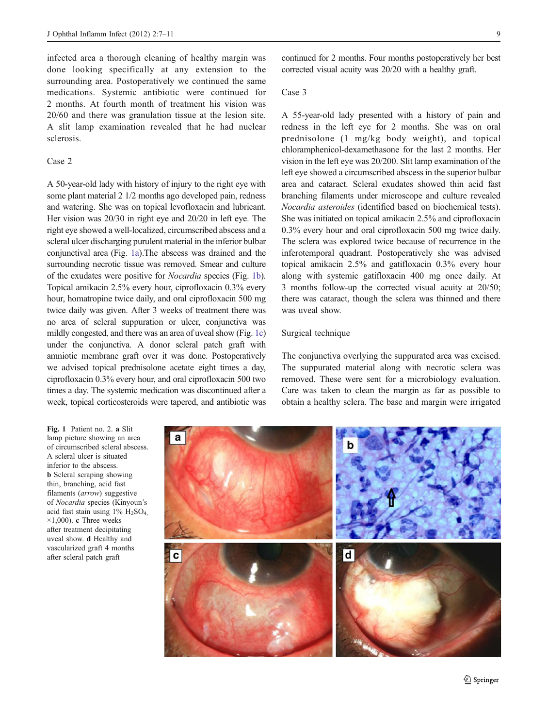infected area a thorough cleaning of healthy margin was done looking specifically at any extension to the surrounding area. Postoperatively we continued the same medications. Systemic antibiotic were continued for 2 months. At fourth month of treatment his vision was 20/60 and there was granulation tissue at the lesion site. A slit lamp examination revealed that he had nuclear sclerosis.

### Case 2

A 50-year-old lady with history of injury to the right eye with some plant material 2 1/2 months ago developed pain, redness and watering. She was on topical levofloxacin and lubricant. Her vision was 20/30 in right eye and 20/20 in left eye. The right eye showed a well-localized, circumscribed abscess and a scleral ulcer discharging purulent material in the inferior bulbar conjunctival area (Fig. 1a).The abscess was drained and the surrounding necrotic tissue was removed. Smear and culture of the exudates were positive for *Nocardia* species (Fig. 1b). Topical amikacin 2.5% every hour, ciprofloxacin 0.3% every hour, homatropine twice daily, and oral ciprofloxacin 500 mg twice daily was given. After 3 weeks of treatment there was no area of scleral suppuration or ulcer, conjunctiva was mildly congested, and there was an area of uveal show (Fig. 1c) under the conjunctiva. A donor scleral patch graft with amniotic membrane graft over it was done. Postoperatively we advised topical prednisolone acetate eight times a day, ciprofloxacin 0.3% every hour, and oral ciprofloxacin 500 two times a day. The systemic medication was discontinued after a week, topical corticosteroids were tapered, and antibiotic was continued for 2 months. Four months postoperatively her best corrected visual acuity was 20/20 with a healthy graft.

### Case 3

A 55-year-old lady presented with a history of pain and redness in the left eye for 2 months. She was on oral prednisolone (1 mg/kg body weight), and topical chloramphenicol-dexamethasone for the last 2 months. Her vision in the left eye was 20/200. Slit lamp examination of the left eye showed a circumscribed abscess in the superior bulbar area and cataract. Scleral exudates showed thin acid fast branching filaments under microscope and culture revealed *Nocardia asteroides* (identified based on biochemical tests). She was initiated on topical amikacin 2.5% and ciprofloxacin 0.3% every hour and oral ciprofloxacin 500 mg twice daily. The sclera was explored twice because of recurrence in the inferotemporal quadrant. Postoperatively she was advised topical amikacin 2.5% and gatifloxacin 0.3% every hour along with systemic gatifloxacin 400 mg once daily. At 3 months follow-up the corrected visual acuity at 20/50; there was cataract, though the sclera was thinned and there was uveal show.

### Surgical technique

The conjunctiva overlying the suppurated area was excised. The suppurated material along with necrotic sclera was removed. These were sent for a microbiology evaluation. Care was taken to clean the margin as far as possible to obtain a healthy sclera. The base and margin were irrigated

**Fig. 1** Patient no. 2. **a** Slit lamp picture showing an area of circumscribed scleral abscess. A scleral ulcer is situated inferior to the abscess. **b** Scleral scraping showing thin, branching, acid fast filaments (*arrow*) suggestive of *Nocardia* species (Kinyoun's acid fast stain using 1% $H_2SO_4$, ×1,000). **c** Three weeks after treatment decipitating uveal show. **d** Healthy and vascularized graft 4 months after scleral patch graft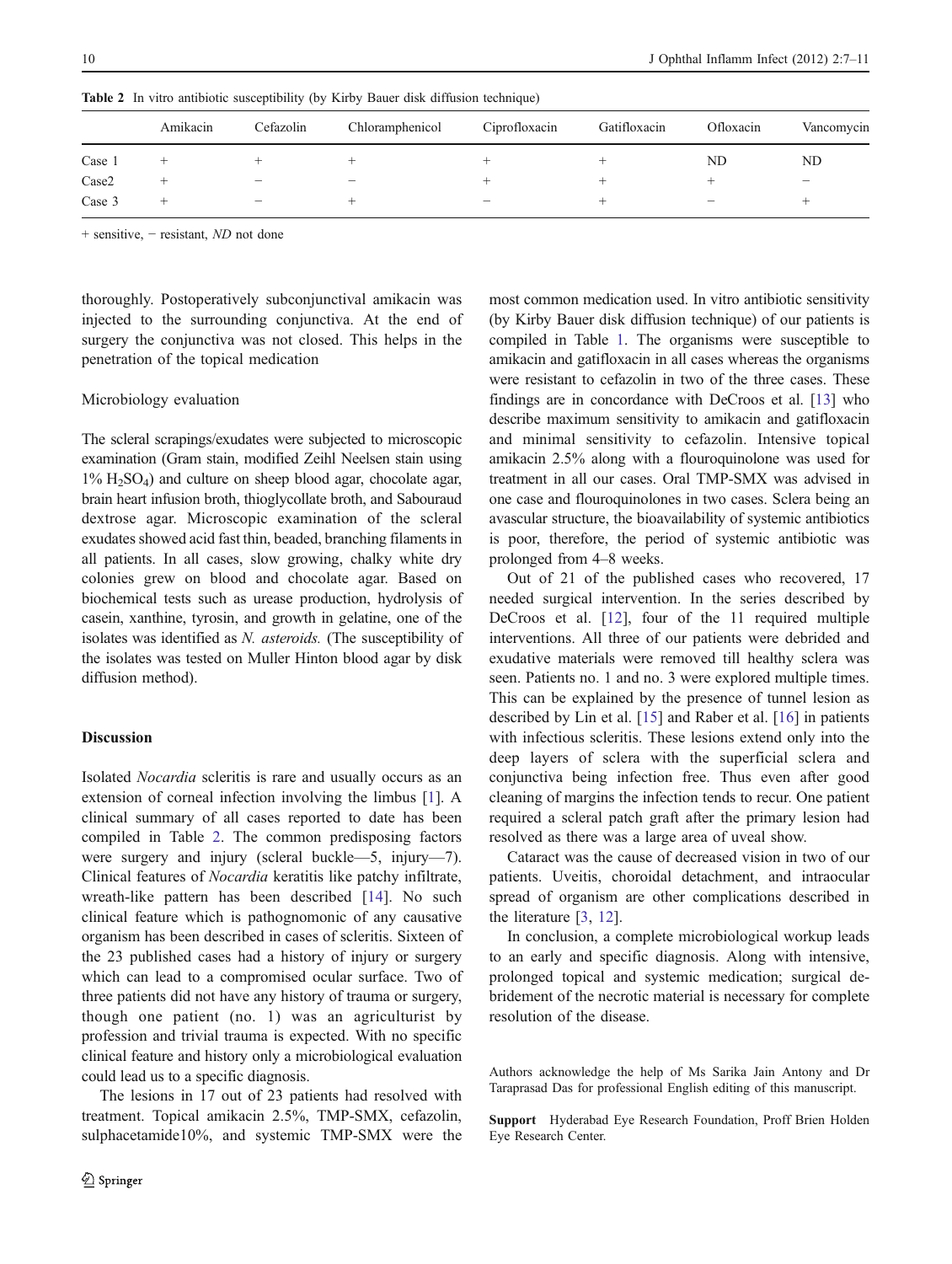**Table 2** In vitro antibiotic susceptibility (by Kirby Bauer disk diffusion technique)

| | Amikacin | Cefazolin | Chloramphenicol | Ciprofloxacin | Gatifloxacin | Ofloxacin | Vancomycin |
|---|---|---|---|---|---|---|---|
| Case 1 | + | + | + | + | + | ND | ND |
| Case2 | + | − | − | + | + | + | − |
| Case 3 | + | − | + | − | + | − | + |

+ sensitive, − resistant, *ND* not done

thoroughly. Postoperatively subconjunctival amikacin was injected to the surrounding conjunctiva. At the end of surgery the conjunctiva was not closed. This helps in the penetration of the topical medication

Microbiology evaluation

The scleral scrapings/exudates were subjected to microscopic examination (Gram stain, modified Zeihl Neelsen stain using 1% $H_2SO_4$) and culture on sheep blood agar, chocolate agar, brain heart infusion broth, thioglycollate broth, and Sabouraud dextrose agar. Microscopic examination of the scleral exudates showed acid fast thin, beaded, branching filaments in all patients. In all cases, slow growing, chalky white dry colonies grew on blood and chocolate agar. Based on biochemical tests such as urease production, hydrolysis of casein, xanthine, tyrosin, and growth in gelatine, one of the isolates was identified as *N. asteroids.* (The susceptibility of the isolates was tested on Muller Hinton blood agar by disk diffusion method).

## Discussion

Isolated *Nocardia* scleritis is rare and usually occurs as an extension of corneal infection involving the limbus [1]. A clinical summary of all cases reported to date has been compiled in Table 2. The common predisposing factors were surgery and injury (scleral buckle—5, injury—7). Clinical features of *Nocardia* keratitis like patchy infiltrate, wreath-like pattern has been described [14]. No such clinical feature which is pathognomonic of any causative organism has been described in cases of scleritis. Sixteen of the 23 published cases had a history of injury or surgery which can lead to a compromised ocular surface. Two of three patients did not have any history of trauma or surgery, though one patient (no. 1) was an agriculturist by profession and trivial trauma is expected. With no specific clinical feature and history only a microbiological evaluation could lead us to a specific diagnosis.

The lesions in 17 out of 23 patients had resolved with treatment. Topical amikacin 2.5%, TMP-SMX, cefazolin, sulphacetamide10%, and systemic TMP-SMX were the most common medication used. In vitro antibiotic sensitivity (by Kirby Bauer disk diffusion technique) of our patients is compiled in Table 1. The organisms were susceptible to amikacin and gatifloxacin in all cases whereas the organisms were resistant to cefazolin in two of the three cases. These findings are in concordance with DeCroos et al. [13] who describe maximum sensitivity to amikacin and gatifloxacin and minimal sensitivity to cefazolin. Intensive topical amikacin 2.5% along with a flouroquinolone was used for treatment in all our cases. Oral TMP-SMX was advised in one case and flouroquinolones in two cases. Sclera being an avascular structure, the bioavailability of systemic antibiotics is poor, therefore, the period of systemic antibiotic was prolonged from 4–8 weeks.

Out of 21 of the published cases who recovered, 17 needed surgical intervention. In the series described by DeCroos et al. [12], four of the 11 required multiple interventions. All three of our patients were debrided and exudative materials were removed till healthy sclera was seen. Patients no. 1 and no. 3 were explored multiple times. This can be explained by the presence of tunnel lesion as described by Lin et al. [15] and Raber et al. [16] in patients with infectious scleritis. These lesions extend only into the deep layers of sclera with the superficial sclera and conjunctiva being infection free. Thus even after good cleaning of margins the infection tends to recur. One patient required a scleral patch graft after the primary lesion had resolved as there was a large area of uveal show.

Cataract was the cause of decreased vision in two of our patients. Uveitis, choroidal detachment, and intraocular spread of organism are other complications described in the literature [3, 12].

In conclusion, a complete microbiological workup leads to an early and specific diagnosis. Along with intensive, prolonged topical and systemic medication; surgical debridement of the necrotic material is necessary for complete resolution of the disease.

Authors acknowledge the help of Ms Sarika Jain Antony and Dr Taraprasad Das for professional English editing of this manuscript.

**Support** Hyderabad Eye Research Foundation, Proff Brien Holden Eye Research Center.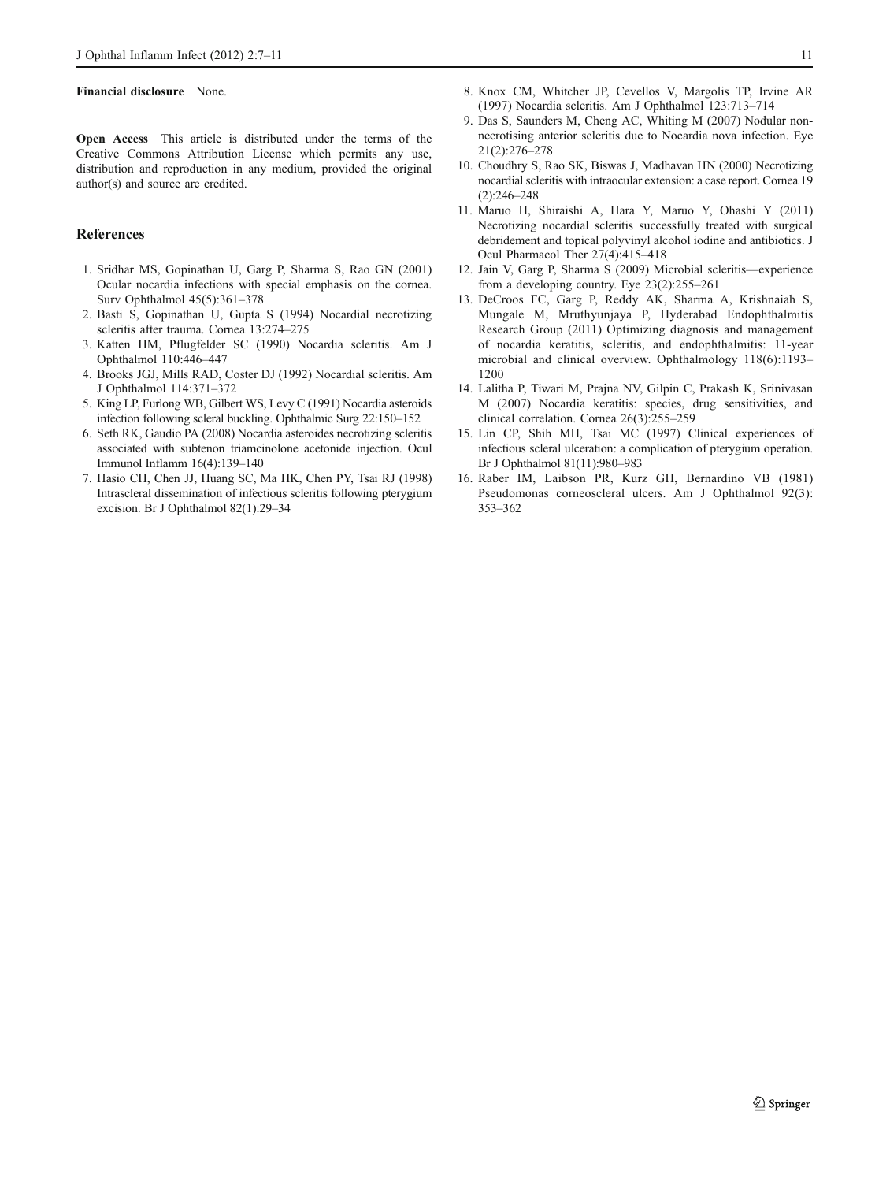**Financial disclosure** None.

**Open Access** This article is distributed under the terms of the Creative Commons Attribution License which permits any use, distribution and reproduction in any medium, provided the original author(s) and source are credited.

## References

1. Sridhar MS, Gopinathan U, Garg P, Sharma S, Rao GN (2001) Ocular nocardia infections with special emphasis on the cornea. Surv Ophthalmol 45(5):361–378
2. Basti S, Gopinathan U, Gupta S (1994) Nocardial necrotizing scleritis after trauma. Cornea 13:274–275
3. Katten HM, Pflugfelder SC (1990) Nocardia scleritis. Am J Ophthalmol 110:446–447
4. Brooks JGJ, Mills RAD, Coster DJ (1992) Nocardial scleritis. Am J Ophthalmol 114:371–372
5. King LP, Furlong WB, Gilbert WS, Levy C (1991) Nocardia asteroids infection following scleral buckling. Ophthalmic Surg 22:150–152
6. Seth RK, Gaudio PA (2008) Nocardia asteroides necrotizing scleritis associated with subtenon triamcinolone acetonide injection. Ocul Immunol Inflamm 16(4):139–140
7. Hasio CH, Chen JJ, Huang SC, Ma HK, Chen PY, Tsai RJ (1998) Intrascleral dissemination of infectious scleritis following pterygium excision. Br J Ophthalmol 82(1):29–34
8. Knox CM, Whitcher JP, Cevellos V, Margolis TP, Irvine AR (1997) Nocardia scleritis. Am J Ophthalmol 123:713–714
9. Das S, Saunders M, Cheng AC, Whiting M (2007) Nodular non-necrotising anterior scleritis due to Nocardia nova infection. Eye 21(2):276–278
10. Choudhry S, Rao SK, Biswas J, Madhavan HN (2000) Necrotizing nocardial scleritis with intraocular extension: a case report. Cornea 19 (2):246–248
11. Maruo H, Shiraishi A, Hara Y, Maruo Y, Ohashi Y (2011) Necrotizing nocardial scleritis successfully treated with surgical debridement and topical polyvinyl alcohol iodine and antibiotics. J Ocul Pharmacol Ther 27(4):415–418
12. Jain V, Garg P, Sharma S (2009) Microbial scleritis—experience from a developing country. Eye 23(2):255–261
13. DeCroos FC, Garg P, Reddy AK, Sharma A, Krishnaiah S, Mungale M, Mruthyunjaya P, Hyderabad Endophthalmitis Research Group (2011) Optimizing diagnosis and management of nocardia keratitis, scleritis, and endophthalmitis: 11-year microbial and clinical overview. Ophthalmology 118(6):1193–1200
14. Lalitha P, Tiwari M, Prajna NV, Gilpin C, Prakash K, Srinivasan M (2007) Nocardia keratitis: species, drug sensitivities, and clinical correlation. Cornea 26(3):255–259
15. Lin CP, Shih MH, Tsai MC (1997) Clinical experiences of infectious scleral ulceration: a complication of pterygium operation. Br J Ophthalmol 81(11):980–983
16. Raber IM, Laibson PR, Kurz GH, Bernardino VB (1981) Pseudomonas corneoscleral ulcers. Am J Ophthalmol 92(3): 353–362